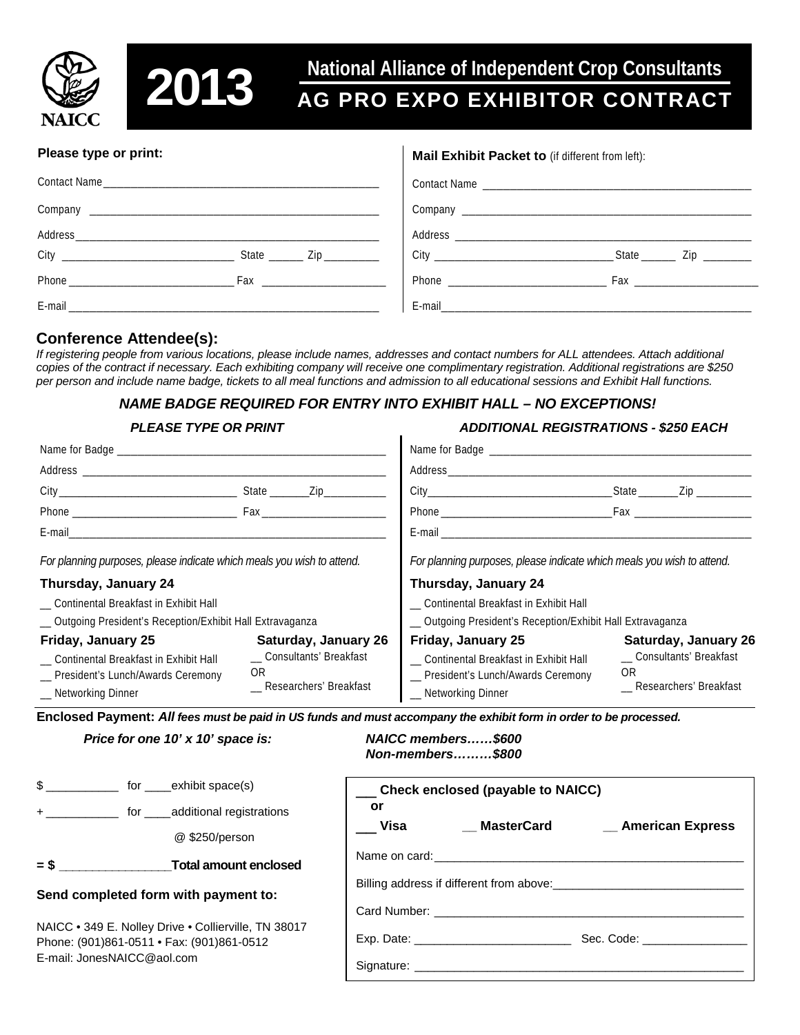NAICC

# 2013

## National Alliance of Independent Crop Consultants
## AG PRO EXPO EXHIBITOR CONTRACT

**Please type or print:**

Contact Name ______________________________________________

Company ______________________________________________

Address ______________________________________________

City ______________________________ State ______ Zip _________

Phone ____________________________ Fax _____________________

E-mail ______________________________________________

**Mail Exhibit Packet to** (if different from left):

Contact Name ______________________________________________

Company ______________________________________________

Address ______________________________________________

City ______________________________ State ______ Zip ________

Phone ___________________________ Fax _____________________

E-mail ______________________________________________

### Conference Attendee(s):

*If registering people from various locations, please include names, addresses and contact numbers for ALL attendees. Attach additional copies of the contract if necessary. Each exhibiting company will receive one complimentary registration. Additional registrations are $250 per person and include name badge, tickets to all meal functions and admission to all educational sessions and Exhibit Hall functions.*

***NAME BADGE REQUIRED FOR ENTRY INTO EXHIBIT HALL – NO EXCEPTIONS!***

***PLEASE TYPE OR PRINT***

Name for Badge ______________________________________________

Address ______________________________________________

City ______________________________ State _______Zip___________

Phone ____________________________ Fax ______________________

E-mail ______________________________________________

*For planning purposes, please indicate which meals you wish to attend.*

**Thursday, January 24**

__ Continental Breakfast in Exhibit Hall

__ Outgoing President's Reception/Exhibit Hall Extravaganza

**Friday, January 25**

__ Continental Breakfast in Exhibit Hall

__ President's Lunch/Awards Ceremony

__ Networking Dinner

**Saturday, January 26**

__ Consultants' Breakfast

OR

__ Researchers' Breakfast

***ADDITIONAL REGISTRATIONS - $250 EACH***

Name for Badge ______________________________________________

Address ______________________________________________

City ________________________________ State _______Zip __________

Phone ______________________________ Fax ____________________

E-mail ______________________________________________

*For planning purposes, please indicate which meals you wish to attend.*

**Thursday, January 24**

__ Continental Breakfast in Exhibit Hall

__ Outgoing President's Reception/Exhibit Hall Extravaganza

**Friday, January 25**

__ Continental Breakfast in Exhibit Hall

__ President's Lunch/Awards Ceremony

__ Networking Dinner

**Saturday, January 26**

__ Consultants' Breakfast

OR

__ Researchers' Breakfast

**Enclosed Payment:** ***All fees must be paid in US funds and must accompany the exhibit form in order to be processed.***

***Price for one 10' x 10' space is:*** ***NAICC members……$600*** ***Non-members………$800***

$ ___________ for ____exhibit space(s)

\+ ___________ for ____additional registrations @ $250/person

**= $ ________________Total amount enclosed**

**Send completed form with payment to:**

NAICC • 349 E. Nolley Drive • Collierville, TN 38017
Phone: (901)861-0511 • Fax: (901)861-0512
E-mail: JonesNAICC@aol.com

**___ Check enclosed (payable to NAICC)**
**or**
**___ Visa** **__ MasterCard** **__ American Express**

Name on card: ______________________________________________

Billing address if different from above: ____________________________

Card Number: ______________________________________________

Exp. Date: _______________________ Sec. Code: _______________

Signature: ______________________________________________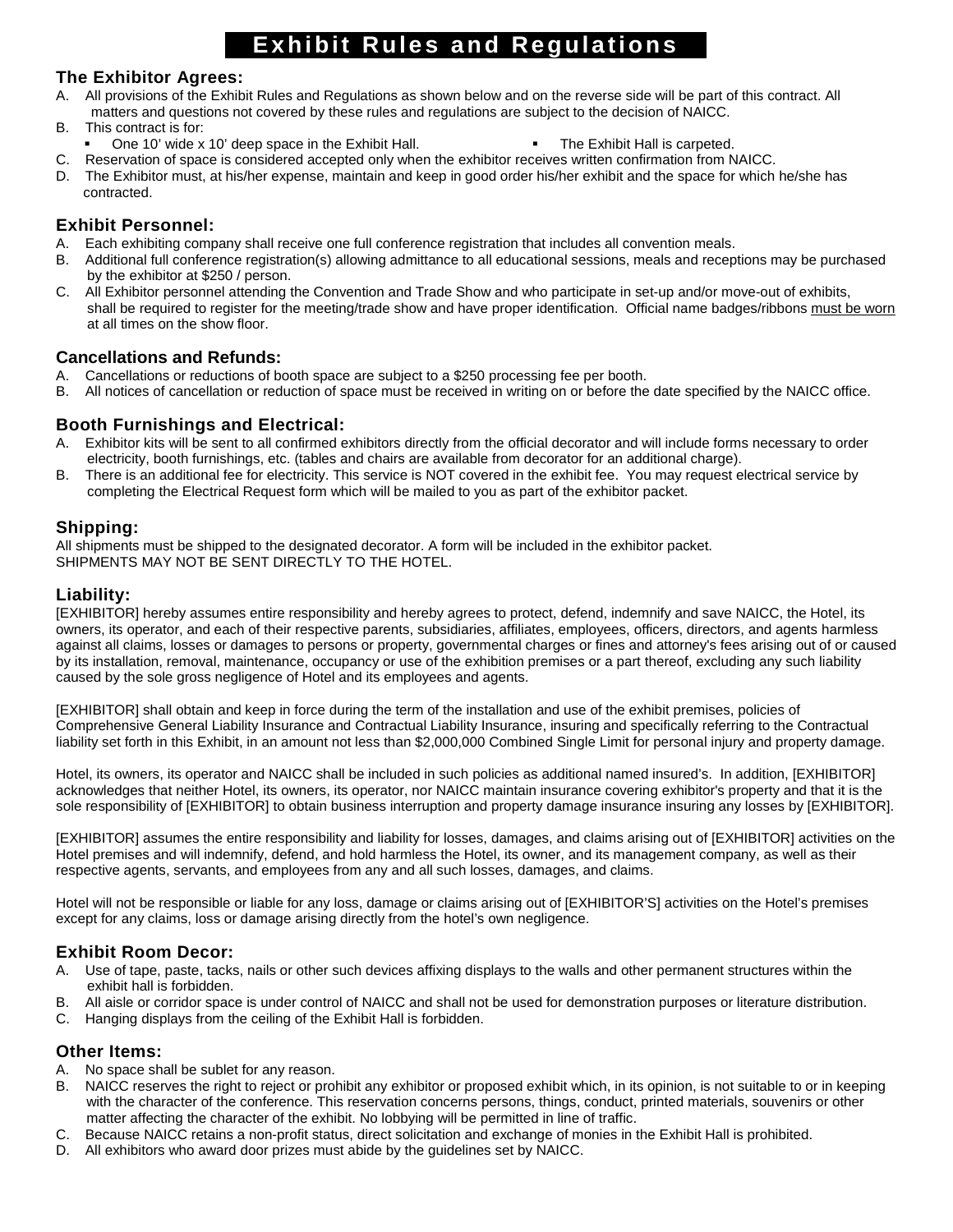# Exhibit Rules and Regulations

## The Exhibitor Agrees:

A. All provisions of the Exhibit Rules and Regulations as shown below and on the reverse side will be part of this contract. All matters and questions not covered by these rules and regulations are subject to the decision of NAICC.

B. This contract is for:
   - One 10' wide x 10' deep space in the Exhibit Hall.
   - The Exhibit Hall is carpeted.

C. Reservation of space is considered accepted only when the exhibitor receives written confirmation from NAICC.

D. The Exhibitor must, at his/her expense, maintain and keep in good order his/her exhibit and the space for which he/she has contracted.

## Exhibit Personnel:

A. Each exhibiting company shall receive one full conference registration that includes all convention meals.

B. Additional full conference registration(s) allowing admittance to all educational sessions, meals and receptions may be purchased by the exhibitor at $250 / person.

C. All Exhibitor personnel attending the Convention and Trade Show and who participate in set-up and/or move-out of exhibits, shall be required to register for the meeting/trade show and have proper identification. Official name badges/ribbons must be worn at all times on the show floor.

## Cancellations and Refunds:

A. Cancellations or reductions of booth space are subject to a $250 processing fee per booth.

B. All notices of cancellation or reduction of space must be received in writing on or before the date specified by the NAICC office.

## Booth Furnishings and Electrical:

A. Exhibitor kits will be sent to all confirmed exhibitors directly from the official decorator and will include forms necessary to order electricity, booth furnishings, etc. (tables and chairs are available from decorator for an additional charge).

B. There is an additional fee for electricity. This service is NOT covered in the exhibit fee. You may request electrical service by completing the Electrical Request form which will be mailed to you as part of the exhibitor packet.

## Shipping:

All shipments must be shipped to the designated decorator. A form will be included in the exhibitor packet.
SHIPMENTS MAY NOT BE SENT DIRECTLY TO THE HOTEL.

## Liability:

[EXHIBITOR] hereby assumes entire responsibility and hereby agrees to protect, defend, indemnify and save NAICC, the Hotel, its owners, its operator, and each of their respective parents, subsidiaries, affiliates, employees, officers, directors, and agents harmless against all claims, losses or damages to persons or property, governmental charges or fines and attorney's fees arising out of or caused by its installation, removal, maintenance, occupancy or use of the exhibition premises or a part thereof, excluding any such liability caused by the sole gross negligence of Hotel and its employees and agents.

[EXHIBITOR] shall obtain and keep in force during the term of the installation and use of the exhibit premises, policies of Comprehensive General Liability Insurance and Contractual Liability Insurance, insuring and specifically referring to the Contractual liability set forth in this Exhibit, in an amount not less than $2,000,000 Combined Single Limit for personal injury and property damage.

Hotel, its owners, its operator and NAICC shall be included in such policies as additional named insured's. In addition, [EXHIBITOR] acknowledges that neither Hotel, its owners, its operator, nor NAICC maintain insurance covering exhibitor's property and that it is the sole responsibility of [EXHIBITOR] to obtain business interruption and property damage insurance insuring any losses by [EXHIBITOR].

[EXHIBITOR] assumes the entire responsibility and liability for losses, damages, and claims arising out of [EXHIBITOR] activities on the Hotel premises and will indemnify, defend, and hold harmless the Hotel, its owner, and its management company, as well as their respective agents, servants, and employees from any and all such losses, damages, and claims.

Hotel will not be responsible or liable for any loss, damage or claims arising out of [EXHIBITOR'S] activities on the Hotel's premises except for any claims, loss or damage arising directly from the hotel's own negligence.

## Exhibit Room Decor:

A. Use of tape, paste, tacks, nails or other such devices affixing displays to the walls and other permanent structures within the exhibit hall is forbidden.

B. All aisle or corridor space is under control of NAICC and shall not be used for demonstration purposes or literature distribution.

C. Hanging displays from the ceiling of the Exhibit Hall is forbidden.

## Other Items:

A. No space shall be sublet for any reason.

B. NAICC reserves the right to reject or prohibit any exhibitor or proposed exhibit which, in its opinion, is not suitable to or in keeping with the character of the conference. This reservation concerns persons, things, conduct, printed materials, souvenirs or other matter affecting the character of the exhibit. No lobbying will be permitted in line of traffic.

C. Because NAICC retains a non-profit status, direct solicitation and exchange of monies in the Exhibit Hall is prohibited.

D. All exhibitors who award door prizes must abide by the guidelines set by NAICC.